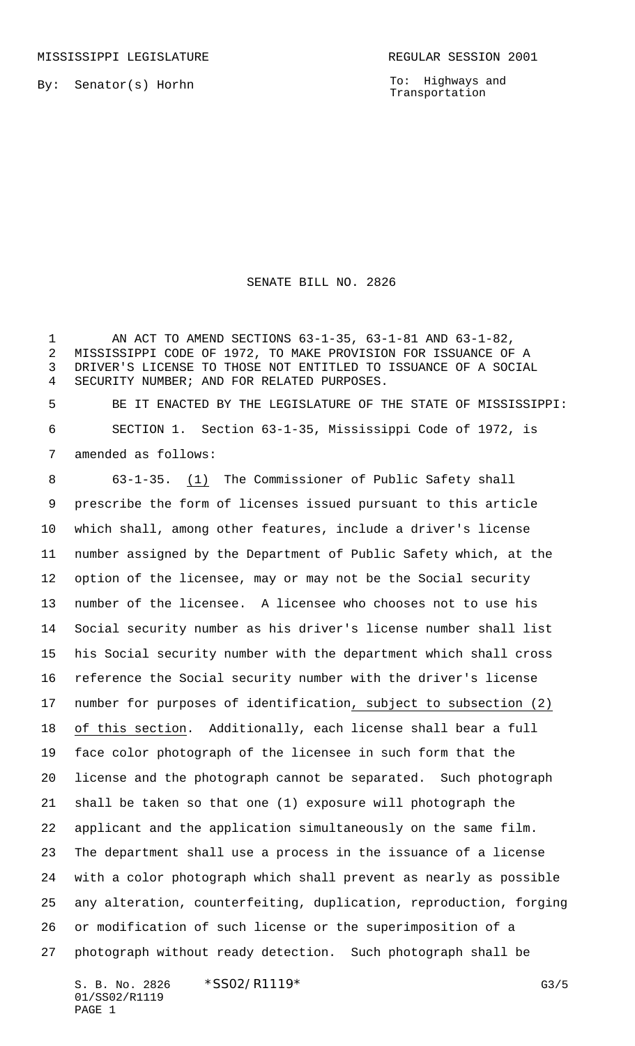MISSISSIPPI LEGISLATURE REGULAR SESSION 2001

By: Senator(s) Horhn

To: Highways and Transportation

# SENATE BILL NO. 2826

AN ACT TO AMEND SECTIONS 63-1-35, 63-1-81 AND 63-1-82, MISSISSIPPI CODE OF 1972, TO MAKE PROVISION FOR ISSUANCE OF A DRIVER'S LICENSE TO THOSE NOT ENTITLED TO ISSUANCE OF A SOCIAL SECURITY NUMBER; AND FOR RELATED PURPOSES.

BE IT ENACTED BY THE LEGISLATURE OF THE STATE OF MISSISSIPPI:

SECTION 1. Section 63-1-35, Mississippi Code of 1972, is amended as follows:

63-1-35. (1) The Commissioner of Public Safety shall prescribe the form of licenses issued pursuant to this article which shall, among other features, include a driver's license number assigned by the Department of Public Safety which, at the option of the licensee, may or may not be the Social security number of the licensee. A licensee who chooses not to use his Social security number as his driver's license number shall list his Social security number with the department which shall cross reference the Social security number with the driver's license number for purposes of identification, subject to subsection (2) of this section. Additionally, each license shall bear a full face color photograph of the licensee in such form that the license and the photograph cannot be separated. Such photograph shall be taken so that one (1) exposure will photograph the applicant and the application simultaneously on the same film. The department shall use a process in the issuance of a license with a color photograph which shall prevent as nearly as possible any alteration, counterfeiting, duplication, reproduction, forging or modification of such license or the superimposition of a photograph without ready detection. Such photograph shall be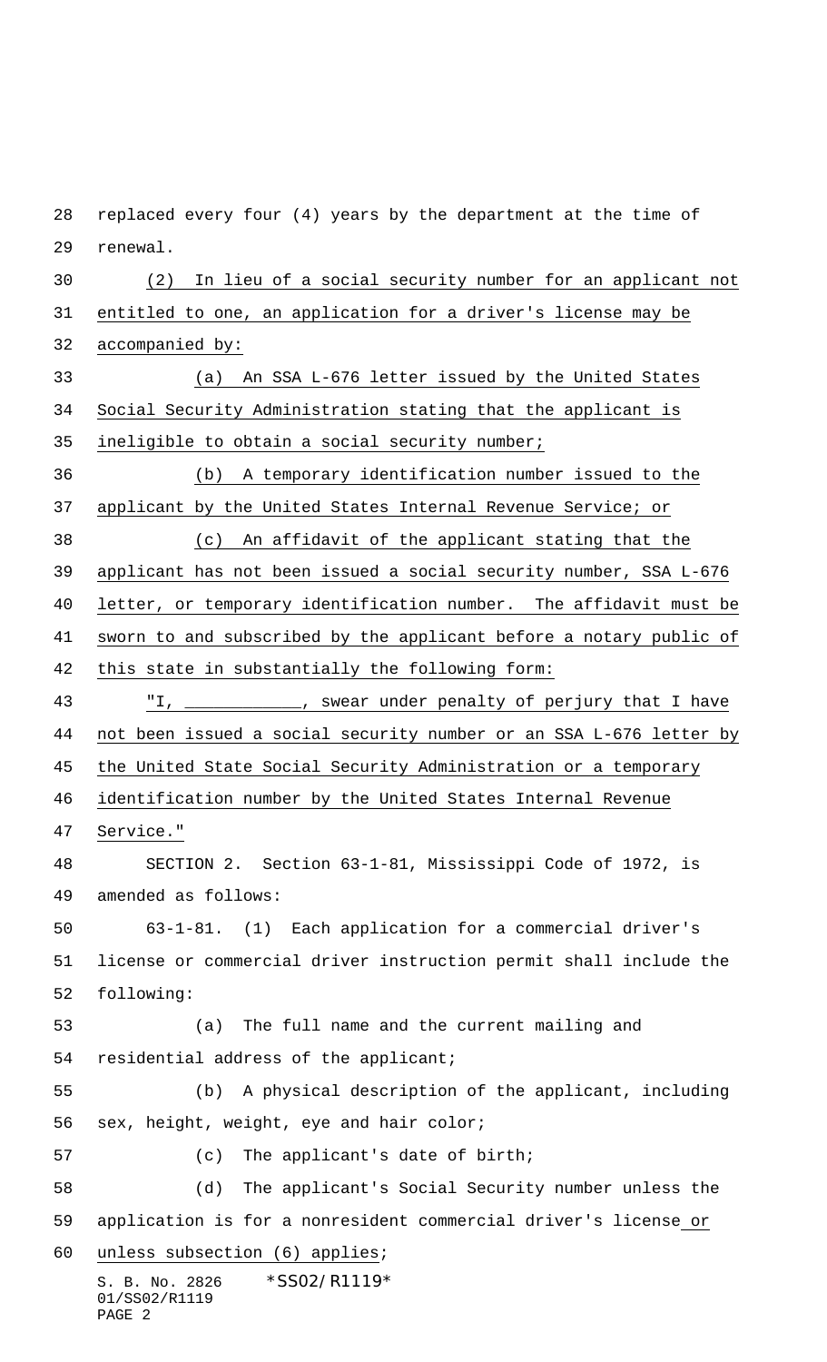replaced every four (4) years by the department at the time of renewal.

(2) In lieu of a social security number for an applicant not entitled to one, an application for a driver's license may be accompanied by:

(a) An SSA L-676 letter issued by the United States Social Security Administration stating that the applicant is ineligible to obtain a social security number;

(b) A temporary identification number issued to the applicant by the United States Internal Revenue Service; or

(c) An affidavit of the applicant stating that the applicant has not been issued a social security number, SSA L-676 letter, or temporary identification number. The affidavit must be sworn to and subscribed by the applicant before a notary public of this state in substantially the following form:

"I, ___________, swear under penalty of perjury that I have not been issued a social security number or an SSA L-676 letter by the United State Social Security Administration or a temporary identification number by the United States Internal Revenue Service."

SECTION 2. Section 63-1-81, Mississippi Code of 1972, is amended as follows:

63-1-81. (1) Each application for a commercial driver's license or commercial driver instruction permit shall include the following:

(a) The full name and the current mailing and residential address of the applicant;

(b) A physical description of the applicant, including sex, height, weight, eye and hair color;

(c) The applicant's date of birth;

(d) The applicant's Social Security number unless the application is for a nonresident commercial driver's license or unless subsection (6) applies;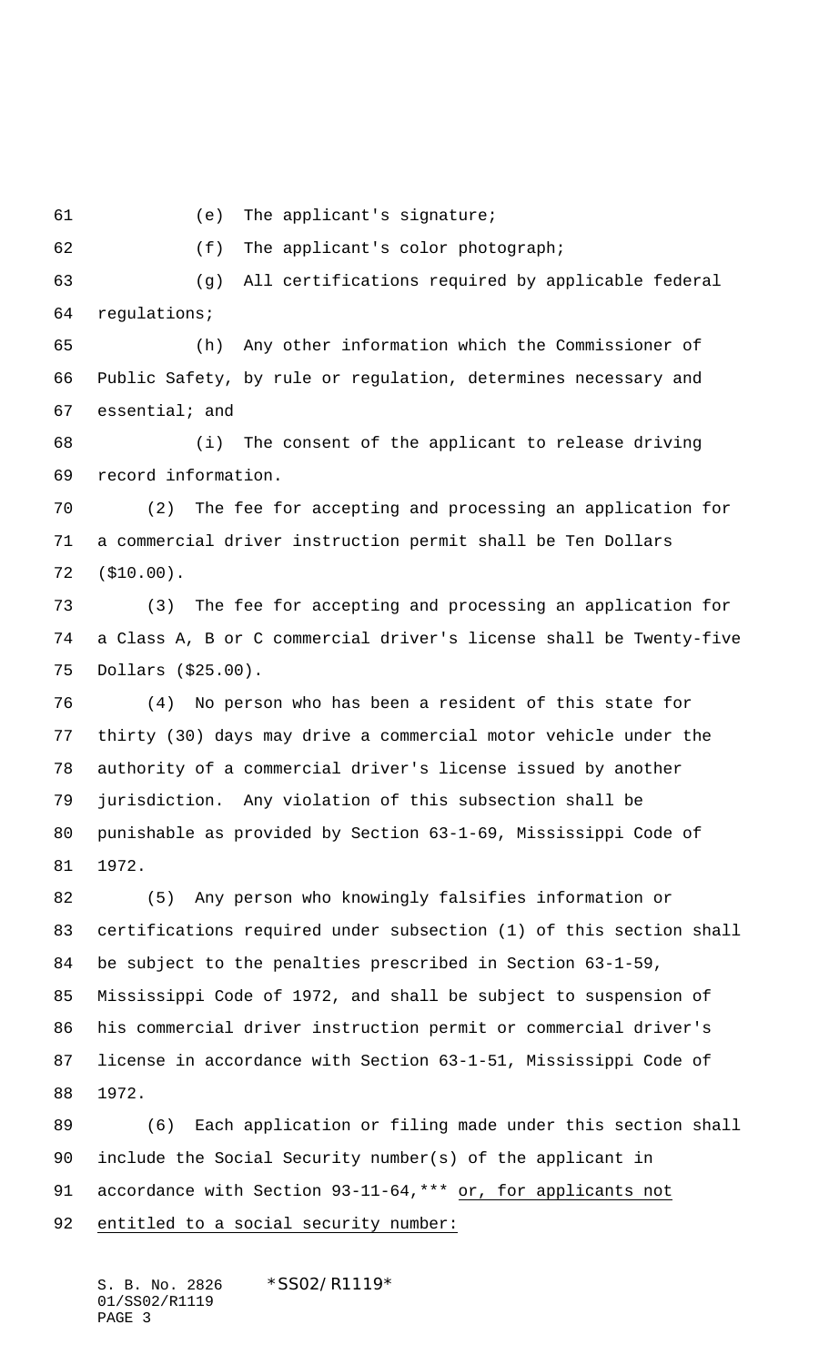(e) The applicant's signature;

(f) The applicant's color photograph;

(g) All certifications required by applicable federal regulations;

(h) Any other information which the Commissioner of Public Safety, by rule or regulation, determines necessary and essential; and

(i) The consent of the applicant to release driving record information.

(2) The fee for accepting and processing an application for a commercial driver instruction permit shall be Ten Dollars ($10.00).

(3) The fee for accepting and processing an application for a Class A, B or C commercial driver's license shall be Twenty-five Dollars ($25.00).

(4) No person who has been a resident of this state for thirty (30) days may drive a commercial motor vehicle under the authority of a commercial driver's license issued by another jurisdiction. Any violation of this subsection shall be punishable as provided by Section 63-1-69, Mississippi Code of 1972.

(5) Any person who knowingly falsifies information or certifications required under subsection (1) of this section shall be subject to the penalties prescribed in Section 63-1-59, Mississippi Code of 1972, and shall be subject to suspension of his commercial driver instruction permit or commercial driver's license in accordance with Section 63-1-51, Mississippi Code of 1972.

(6) Each application or filing made under this section shall include the Social Security number(s) of the applicant in accordance with Section 93-11-64,*** <u>or, for applicants not entitled to a social security number:</u>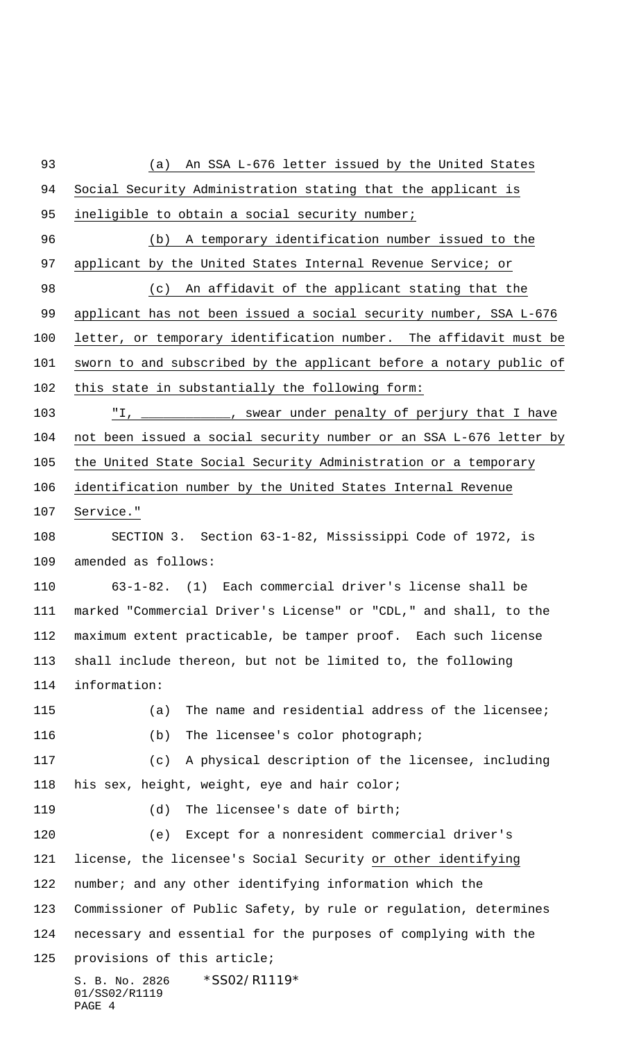(a) An SSA L-676 letter issued by the United States Social Security Administration stating that the applicant is ineligible to obtain a social security number;

(b) A temporary identification number issued to the applicant by the United States Internal Revenue Service; or

(c) An affidavit of the applicant stating that the applicant has not been issued a social security number, SSA L-676 letter, or temporary identification number. The affidavit must be sworn to and subscribed by the applicant before a notary public of this state in substantially the following form:

"I, ___________, swear under penalty of perjury that I have not been issued a social security number or an SSA L-676 letter by the United State Social Security Administration or a temporary identification number by the United States Internal Revenue Service."

SECTION 3. Section 63-1-82, Mississippi Code of 1972, is amended as follows:

63-1-82. (1) Each commercial driver's license shall be marked "Commercial Driver's License" or "CDL," and shall, to the maximum extent practicable, be tamper proof. Each such license shall include thereon, but not be limited to, the following information:

(a) The name and residential address of the licensee;

(b) The licensee's color photograph;

(c) A physical description of the licensee, including his sex, height, weight, eye and hair color;

(d) The licensee's date of birth;

(e) Except for a nonresident commercial driver's license, the licensee's Social Security or other identifying number; and any other identifying information which the Commissioner of Public Safety, by rule or regulation, determines necessary and essential for the purposes of complying with the provisions of this article;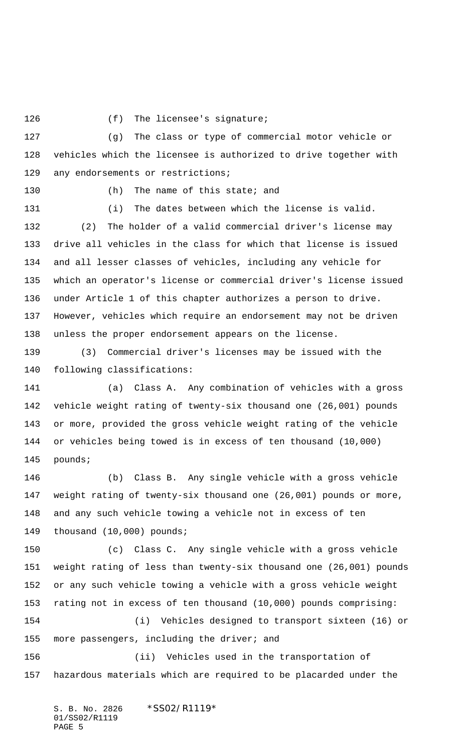(f) The licensee's signature;

(g) The class or type of commercial motor vehicle or vehicles which the licensee is authorized to drive together with any endorsements or restrictions;

(h) The name of this state; and

(i) The dates between which the license is valid.

(2) The holder of a valid commercial driver's license may drive all vehicles in the class for which that license is issued and all lesser classes of vehicles, including any vehicle for which an operator's license or commercial driver's license issued under Article 1 of this chapter authorizes a person to drive. However, vehicles which require an endorsement may not be driven unless the proper endorsement appears on the license.

(3) Commercial driver's licenses may be issued with the following classifications:

(a) Class A. Any combination of vehicles with a gross vehicle weight rating of twenty-six thousand one (26,001) pounds or more, provided the gross vehicle weight rating of the vehicle or vehicles being towed is in excess of ten thousand (10,000) pounds;

(b) Class B. Any single vehicle with a gross vehicle weight rating of twenty-six thousand one (26,001) pounds or more, and any such vehicle towing a vehicle not in excess of ten thousand (10,000) pounds;

(c) Class C. Any single vehicle with a gross vehicle weight rating of less than twenty-six thousand one (26,001) pounds or any such vehicle towing a vehicle with a gross vehicle weight rating not in excess of ten thousand (10,000) pounds comprising:

(i) Vehicles designed to transport sixteen (16) or more passengers, including the driver; and

(ii) Vehicles used in the transportation of hazardous materials which are required to be placarded under the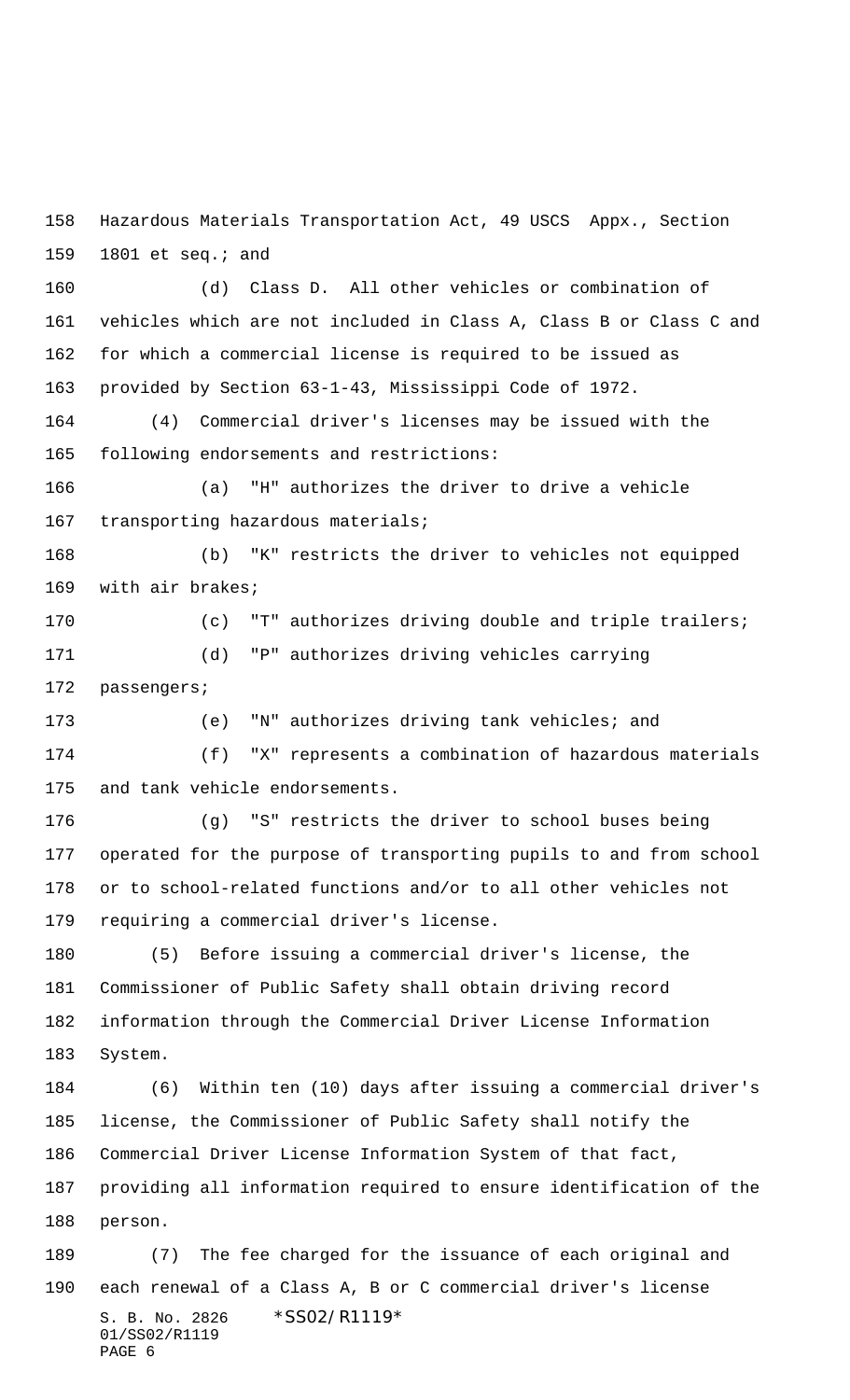Hazardous Materials Transportation Act, 49 USCS Appx., Section 1801 et seq.; and

(d) Class D. All other vehicles or combination of vehicles which are not included in Class A, Class B or Class C and for which a commercial license is required to be issued as provided by Section 63-1-43, Mississippi Code of 1972.

(4) Commercial driver's licenses may be issued with the following endorsements and restrictions:

(a) "H" authorizes the driver to drive a vehicle transporting hazardous materials;

(b) "K" restricts the driver to vehicles not equipped with air brakes;

(c) "T" authorizes driving double and triple trailers;

(d) "P" authorizes driving vehicles carrying passengers;

(e) "N" authorizes driving tank vehicles; and

(f) "X" represents a combination of hazardous materials and tank vehicle endorsements.

(g) "S" restricts the driver to school buses being operated for the purpose of transporting pupils to and from school or to school-related functions and/or to all other vehicles not requiring a commercial driver's license.

(5) Before issuing a commercial driver's license, the Commissioner of Public Safety shall obtain driving record information through the Commercial Driver License Information System.

(6) Within ten (10) days after issuing a commercial driver's license, the Commissioner of Public Safety shall notify the Commercial Driver License Information System of that fact, providing all information required to ensure identification of the person.

(7) The fee charged for the issuance of each original and each renewal of a Class A, B or C commercial driver's license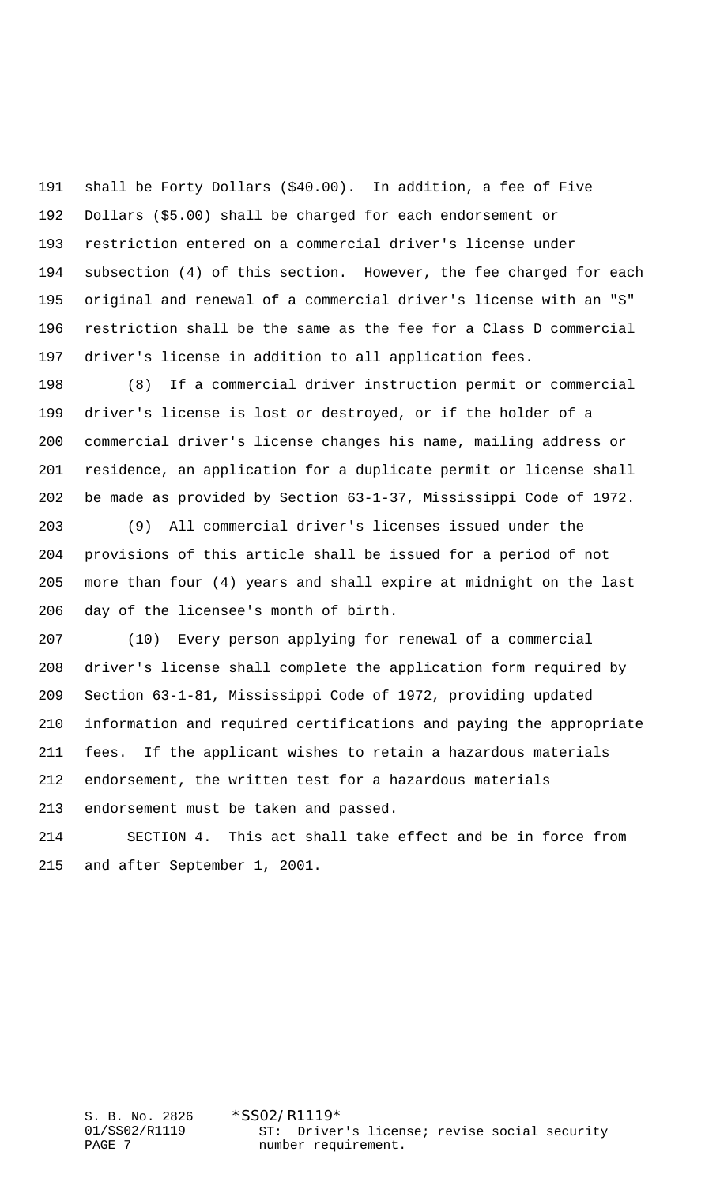shall be Forty Dollars ($40.00). In addition, a fee of Five Dollars ($5.00) shall be charged for each endorsement or restriction entered on a commercial driver's license under subsection (4) of this section. However, the fee charged for each original and renewal of a commercial driver's license with an "S" restriction shall be the same as the fee for a Class D commercial driver's license in addition to all application fees.

(8) If a commercial driver instruction permit or commercial driver's license is lost or destroyed, or if the holder of a commercial driver's license changes his name, mailing address or residence, an application for a duplicate permit or license shall be made as provided by Section 63-1-37, Mississippi Code of 1972.

(9) All commercial driver's licenses issued under the provisions of this article shall be issued for a period of not more than four (4) years and shall expire at midnight on the last day of the licensee's month of birth.

(10) Every person applying for renewal of a commercial driver's license shall complete the application form required by Section 63-1-81, Mississippi Code of 1972, providing updated information and required certifications and paying the appropriate fees. If the applicant wishes to retain a hazardous materials endorsement, the written test for a hazardous materials endorsement must be taken and passed.

SECTION 4. This act shall take effect and be in force from and after September 1, 2001.